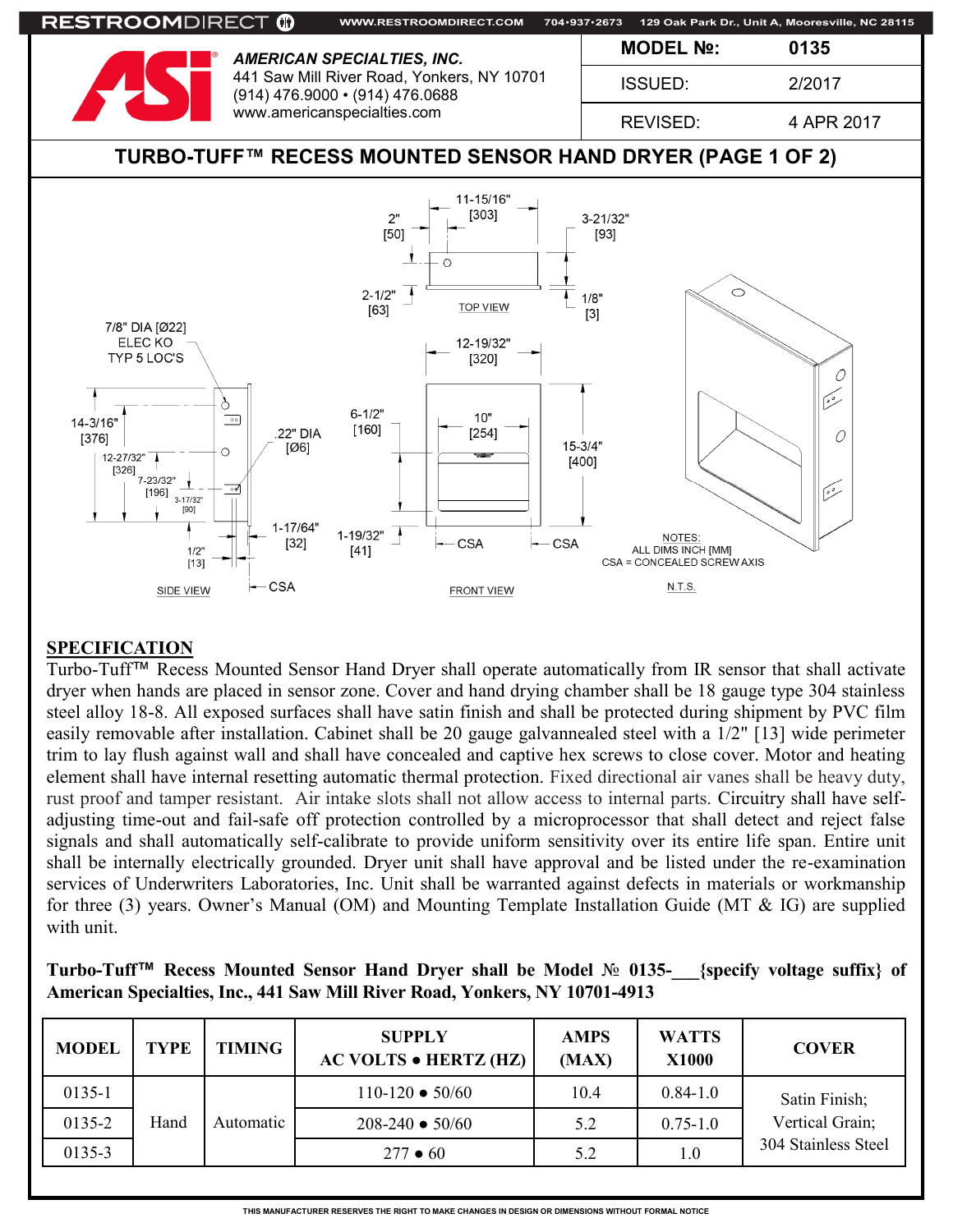RESTROOMDIRECT WWW.RESTROOMDIRECT.COM 704·937·2673 129 Oak Park Dr., Unit A, Mooresville, NC 28115

**AMERICAN SPECIALTIES, INC.**
441 Saw Mill River Road, Yonkers, NY 10701
(914) 476.9000 • (914) 476.0688
www.americanspecialties.com

| MODEL №: | 0135 |
|---|---|
| ISSUED: | 2/2017 |
| REVISED: | 4 APR 2017 |

## TURBO-TUFF™ RECESS MOUNTED SENSOR HAND DRYER (PAGE 1 OF 2)

TOP VIEW: 11-15/16" [303]; 2" [50]; 3-21/32" [93]; 2-1/2" [63]; 1/8" [3]

SIDE VIEW: 7/8" DIA [Ø22] ELEC KO TYP 5 LOC'S; 14-3/16" [376]; 12-27/32" [326]; 7-23/32" [196]; 3-17/32" [90]; .22" DIA [Ø6]; 1-17/64" [32]; 1/2" [13]; CSA

FRONT VIEW: 12-19/32" [320]; 6-1/2" [160]; 10" [254]; 15-3/4" [400]; 1-19/32" [41]; CSA; CSA

NOTES:
ALL DIMS INCH [MM]
CSA = CONCEALED SCREW AXIS

N.T.S.

## SPECIFICATION

Turbo-Tuff™ Recess Mounted Sensor Hand Dryer shall operate automatically from IR sensor that shall activate dryer when hands are placed in sensor zone. Cover and hand drying chamber shall be 18 gauge type 304 stainless steel alloy 18-8. All exposed surfaces shall have satin finish and shall be protected during shipment by PVC film easily removable after installation. Cabinet shall be 20 gauge galvannealed steel with a 1/2" [13] wide perimeter trim to lay flush against wall and shall have concealed and captive hex screws to close cover. Motor and heating element shall have internal resetting automatic thermal protection. Fixed directional air vanes shall be heavy duty, rust proof and tamper resistant. Air intake slots shall not allow access to internal parts. Circuitry shall have self-adjusting time-out and fail-safe off protection controlled by a microprocessor that shall detect and reject false signals and shall automatically self-calibrate to provide uniform sensitivity over its entire life span. Entire unit shall be internally electrically grounded. Dryer unit shall have approval and be listed under the re-examination services of Underwriters Laboratories, Inc. Unit shall be warranted against defects in materials or workmanship for three (3) years. Owner's Manual (OM) and Mounting Template Installation Guide (MT & IG) are supplied with unit.

**Turbo-Tuff™ Recess Mounted Sensor Hand Dryer shall be Model № 0135-___{specify voltage suffix} of American Specialties, Inc., 441 Saw Mill River Road, Yonkers, NY 10701-4913**

| MODEL | TYPE | TIMING | SUPPLY AC VOLTS • HERTZ (HZ) | AMPS (MAX) | WATTS X1000 | COVER |
|---|---|---|---|---|---|---|
| 0135-1 | Hand | Automatic | 110-120 • 50/60 | 10.4 | 0.84-1.0 | Satin Finish; Vertical Grain; 304 Stainless Steel |
| 0135-2 | | | 208-240 • 50/60 | 5.2 | 0.75-1.0 | |
| 0135-3 | | | 277 • 60 | 5.2 | 1.0 | |

THIS MANUFACTURER RESERVES THE RIGHT TO MAKE CHANGES IN DESIGN OR DIMENSIONS WITHOUT FORMAL NOTICE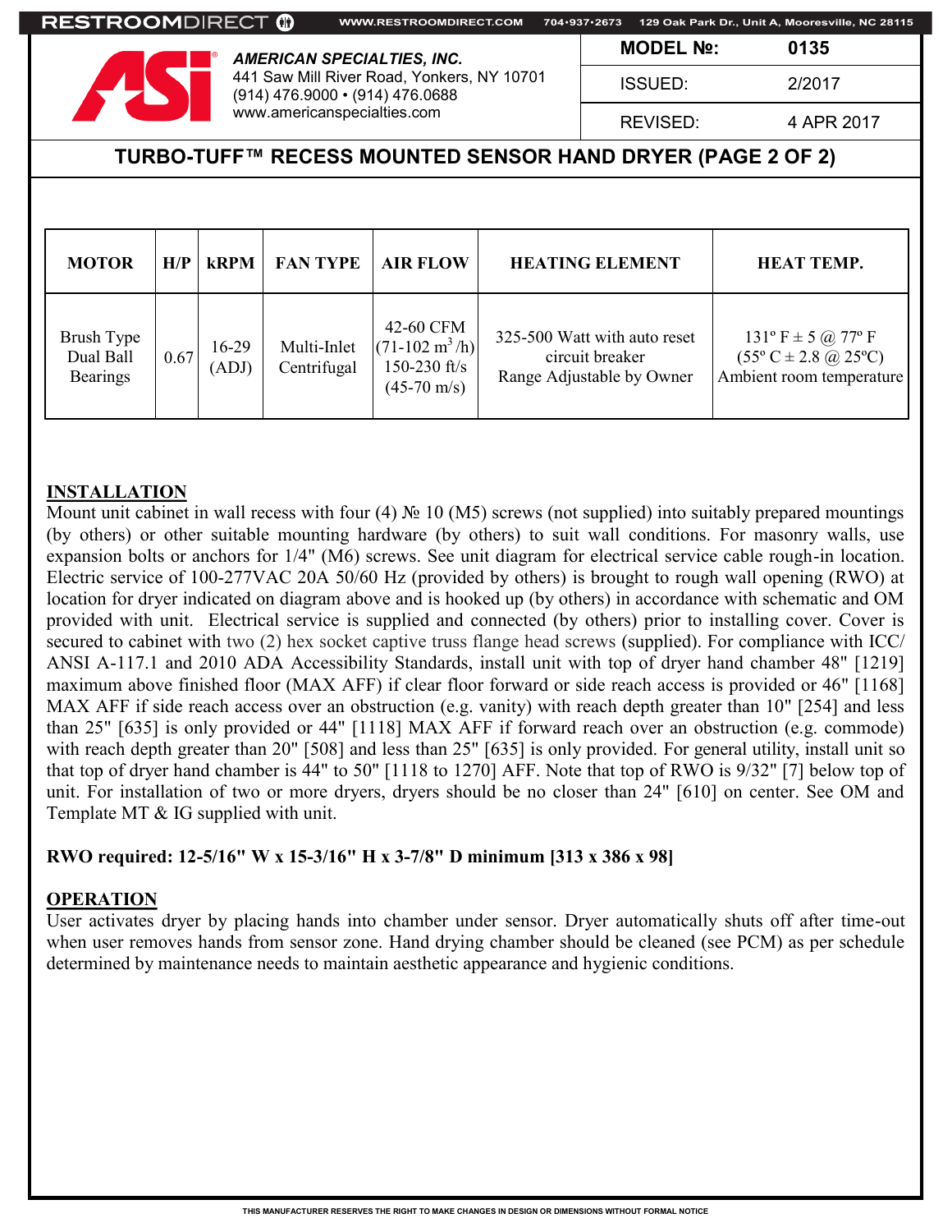AMERICAN SPECIALTIES, INC.
441 Saw Mill River Road, Yonkers, NY 10701
(914) 476.9000 • (914) 476.0688
www.americanspecialties.com

| MODEL №: | 0135 |
|---|---|
| ISSUED: | 2/2017 |
| REVISED: | 4 APR 2017 |

## TURBO-TUFF™ RECESS MOUNTED SENSOR HAND DRYER (PAGE 2 OF 2)

| MOTOR | H/P | kRPM | FAN TYPE | AIR FLOW | HEATING ELEMENT | HEAT TEMP. |
|---|---|---|---|---|---|---|
| Brush Type Dual Ball Bearings | 0.67 | 16-29 (ADJ) | Multi-Inlet Centrifugal | 42-60 CFM (71-102 $m^3$/h) 150-230 ft/s (45-70 m/s) | 325-500 Watt with auto reset circuit breaker Range Adjustable by Owner | 131º F ± 5 @ 77º F (55º C ± 2.8 @ 25ºC) Ambient room temperature |

## INSTALLATION

Mount unit cabinet in wall recess with four (4) № 10 (M5) screws (not supplied) into suitably prepared mountings (by others) or other suitable mounting hardware (by others) to suit wall conditions. For masonry walls, use expansion bolts or anchors for 1/4" (M6) screws. See unit diagram for electrical service cable rough-in location. Electric service of 100-277VAC 20A 50/60 Hz (provided by others) is brought to rough wall opening (RWO) at location for dryer indicated on diagram above and is hooked up (by others) in accordance with schematic and OM provided with unit. Electrical service is supplied and connected (by others) prior to installing cover. Cover is secured to cabinet with two (2) hex socket captive truss flange head screws (supplied). For compliance with ICC/ ANSI A-117.1 and 2010 ADA Accessibility Standards, install unit with top of dryer hand chamber 48" [1219] maximum above finished floor (MAX AFF) if clear floor forward or side reach access is provided or 46" [1168] MAX AFF if side reach access over an obstruction (e.g. vanity) with reach depth greater than 10" [254] and less than 25" [635] is only provided or 44" [1118] MAX AFF if forward reach over an obstruction (e.g. commode) with reach depth greater than 20" [508] and less than 25" [635] is only provided. For general utility, install unit so that top of dryer hand chamber is 44" to 50" [1118 to 1270] AFF. Note that top of RWO is 9/32" [7] below top of unit. For installation of two or more dryers, dryers should be no closer than 24" [610] on center. See OM and Template MT & IG supplied with unit.

**RWO required: 12-5/16" W x 15-3/16" H x 3-7/8" D minimum [313 x 386 x 98]**

## OPERATION

User activates dryer by placing hands into chamber under sensor. Dryer automatically shuts off after time-out when user removes hands from sensor zone. Hand drying chamber should be cleaned (see PCM) as per schedule determined by maintenance needs to maintain aesthetic appearance and hygienic conditions.

THIS MANUFACTURER RESERVES THE RIGHT TO MAKE CHANGES IN DESIGN OR DIMENSIONS WITHOUT FORMAL NOTICE